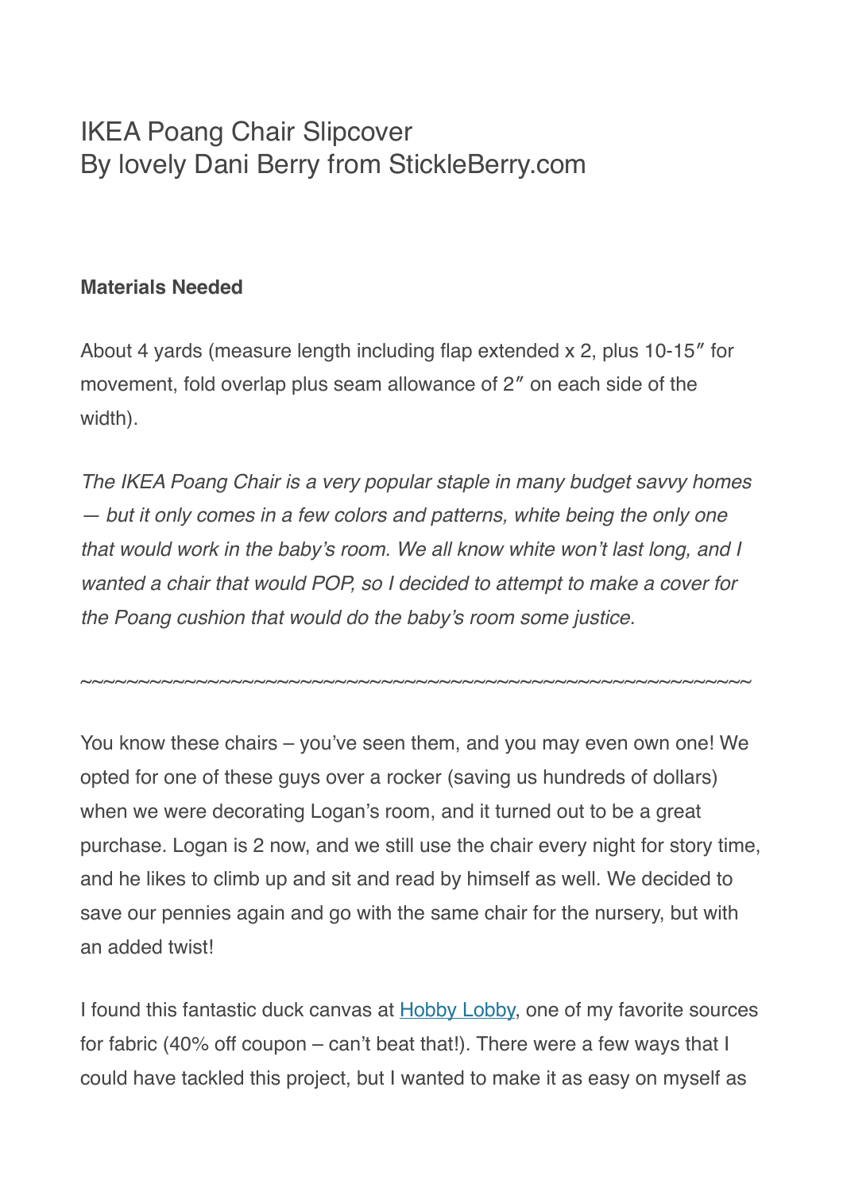# IKEA Poang Chair Slipcover
# By lovely Dani Berry from StickleBerry.com

**Materials Needed**

About 4 yards (measure length including flap extended x 2, plus 10-15″ for movement, fold overlap plus seam allowance of 2″ on each side of the width).

*The IKEA Poang Chair is a very popular staple in many budget savvy homes — but it only comes in a few colors and patterns, white being the only one that would work in the baby's room. We all know white won't last long, and I wanted a chair that would POP, so I decided to attempt to make a cover for the Poang cushion that would do the baby's room some justice.*

~~~~~~~~~~~~~~~~~~~~~~~~~~~~~~~~~~~~~~~~~~~~~~~~~~~~

You know these chairs – you've seen them, and you may even own one! We opted for one of these guys over a rocker (saving us hundreds of dollars) when we were decorating Logan's room, and it turned out to be a great purchase. Logan is 2 now, and we still use the chair every night for story time, and he likes to climb up and sit and read by himself as well. We decided to save our pennies again and go with the same chair for the nursery, but with an added twist!

I found this fantastic duck canvas at Hobby Lobby, one of my favorite sources for fabric (40% off coupon – can't beat that!). There were a few ways that I could have tackled this project, but I wanted to make it as easy on myself as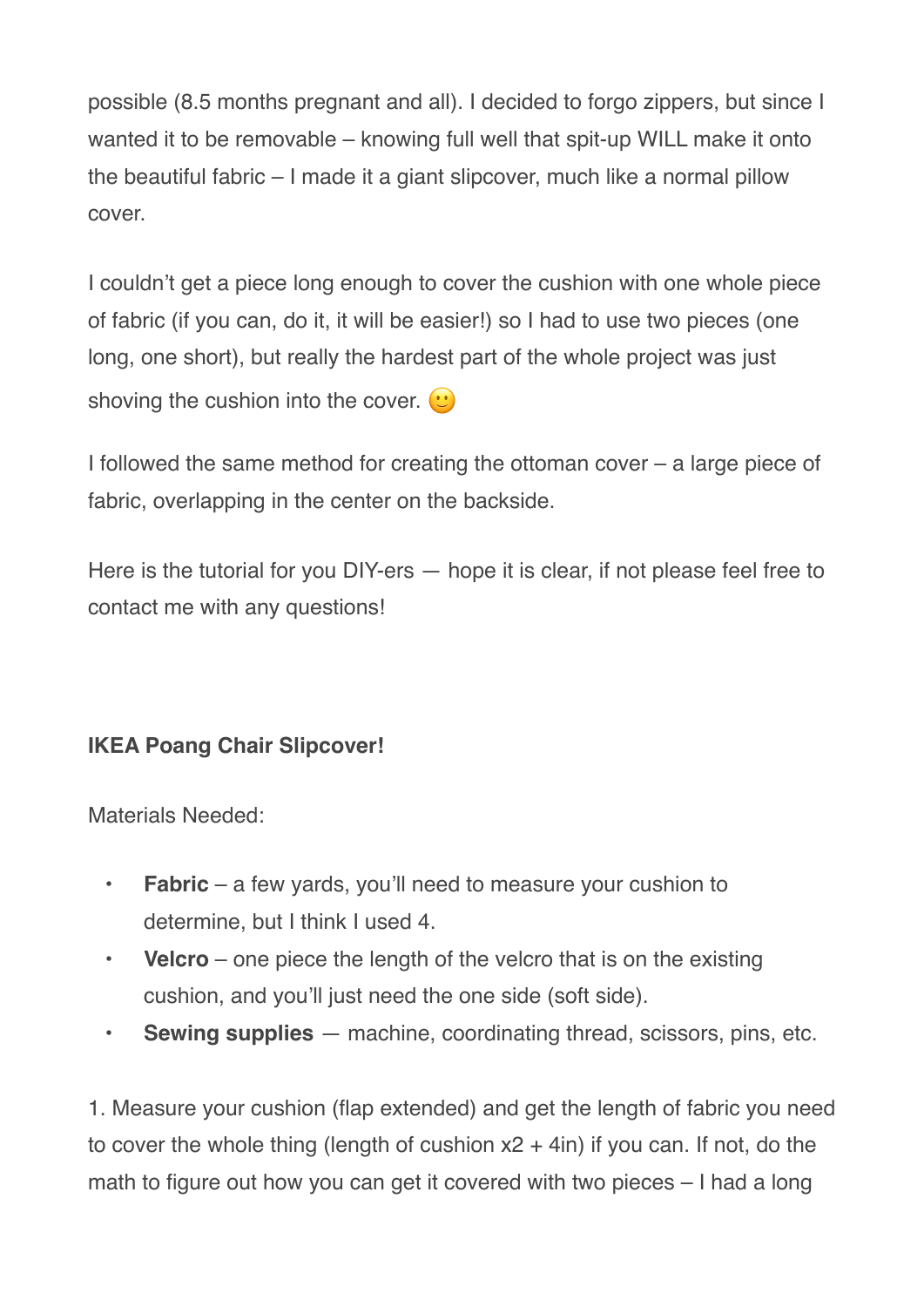possible (8.5 months pregnant and all). I decided to forgo zippers, but since I wanted it to be removable – knowing full well that spit-up WILL make it onto the beautiful fabric – I made it a giant slipcover, much like a normal pillow cover.

I couldn't get a piece long enough to cover the cushion with one whole piece of fabric (if you can, do it, it will be easier!) so I had to use two pieces (one long, one short), but really the hardest part of the whole project was just shoving the cushion into the cover. 🙂

I followed the same method for creating the ottoman cover – a large piece of fabric, overlapping in the center on the backside.

Here is the tutorial for you DIY-ers — hope it is clear, if not please feel free to contact me with any questions!

**IKEA Poang Chair Slipcover!**

Materials Needed:

- **Fabric** – a few yards, you'll need to measure your cushion to determine, but I think I used 4.
- **Velcro** – one piece the length of the velcro that is on the existing cushion, and you'll just need the one side (soft side).
- **Sewing supplies** — machine, coordinating thread, scissors, pins, etc.

1. Measure your cushion (flap extended) and get the length of fabric you need to cover the whole thing (length of cushion x2 + 4in) if you can. If not, do the math to figure out how you can get it covered with two pieces – I had a long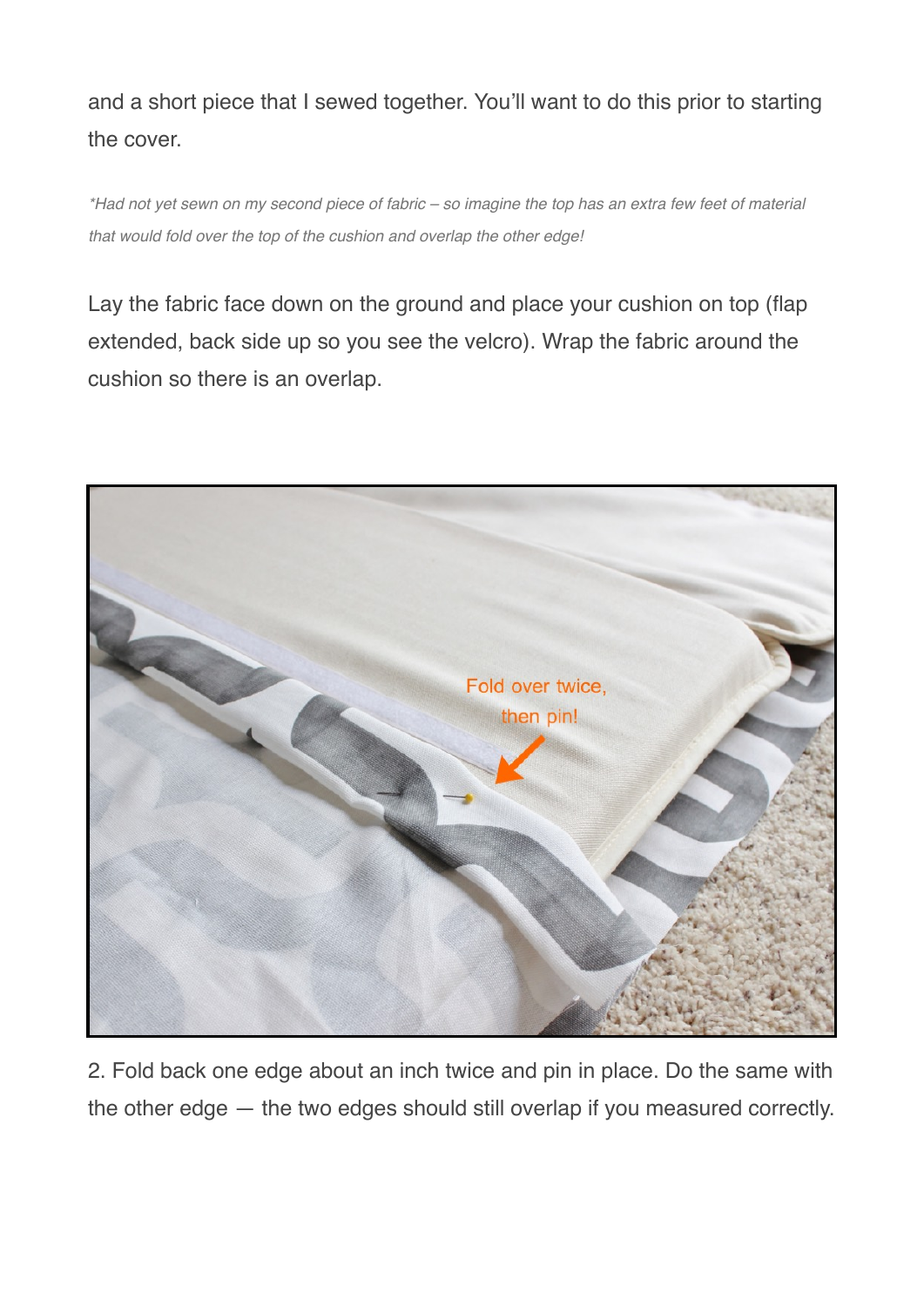and a short piece that I sewed together. You'll want to do this prior to starting the cover.

*\*Had not yet sewn on my second piece of fabric – so imagine the top has an extra few feet of material that would fold over the top of the cushion and overlap the other edge!*

Lay the fabric face down on the ground and place your cushion on top (flap extended, back side up so you see the velcro). Wrap the fabric around the cushion so there is an overlap.

2. Fold back one edge about an inch twice and pin in place. Do the same with the other edge — the two edges should still overlap if you measured correctly.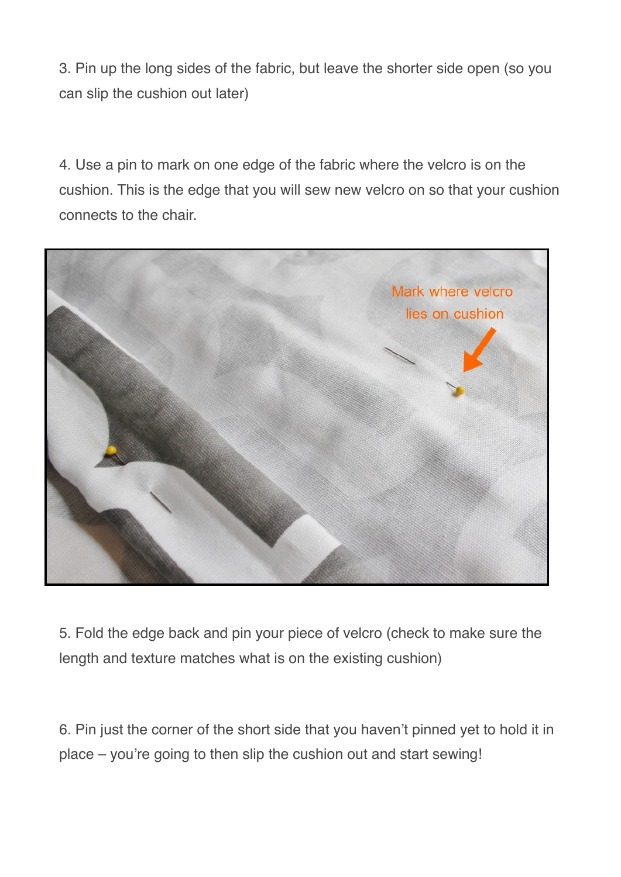3. Pin up the long sides of the fabric, but leave the shorter side open (so you can slip the cushion out later)

4. Use a pin to mark on one edge of the fabric where the velcro is on the cushion. This is the edge that you will sew new velcro on so that your cushion connects to the chair.

5. Fold the edge back and pin your piece of velcro (check to make sure the length and texture matches what is on the existing cushion)

6. Pin just the corner of the short side that you haven't pinned yet to hold it in place – you're going to then slip the cushion out and start sewing!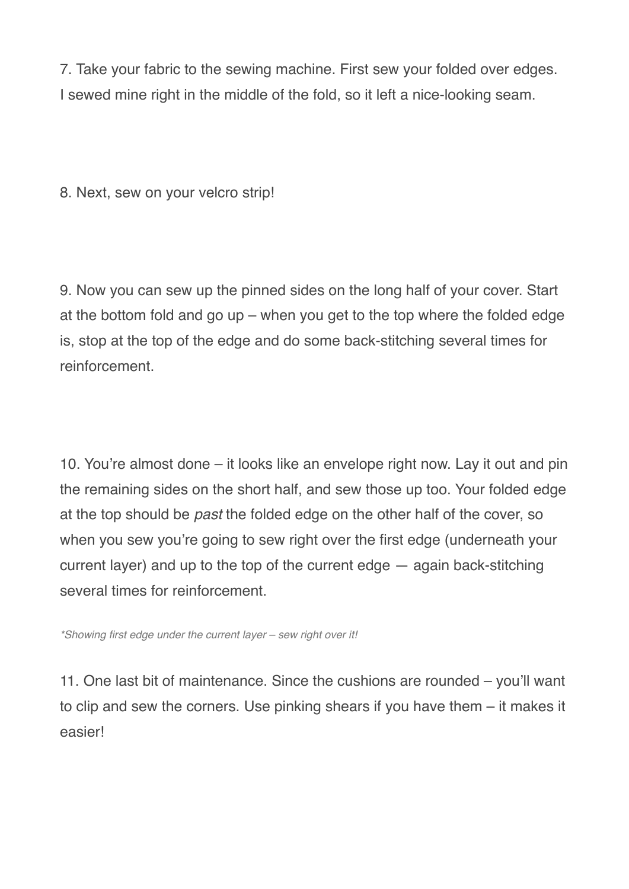7. Take your fabric to the sewing machine. First sew your folded over edges. I sewed mine right in the middle of the fold, so it left a nice-looking seam.

8. Next, sew on your velcro strip!

9. Now you can sew up the pinned sides on the long half of your cover. Start at the bottom fold and go up – when you get to the top where the folded edge is, stop at the top of the edge and do some back-stitching several times for reinforcement.

10. You're almost done – it looks like an envelope right now. Lay it out and pin the remaining sides on the short half, and sew those up too. Your folded edge at the top should be *past* the folded edge on the other half of the cover, so when you sew you're going to sew right over the first edge (underneath your current layer) and up to the top of the current edge — again back-stitching several times for reinforcement.

*\*Showing first edge under the current layer – sew right over it!*

11. One last bit of maintenance. Since the cushions are rounded – you'll want to clip and sew the corners. Use pinking shears if you have them – it makes it easier!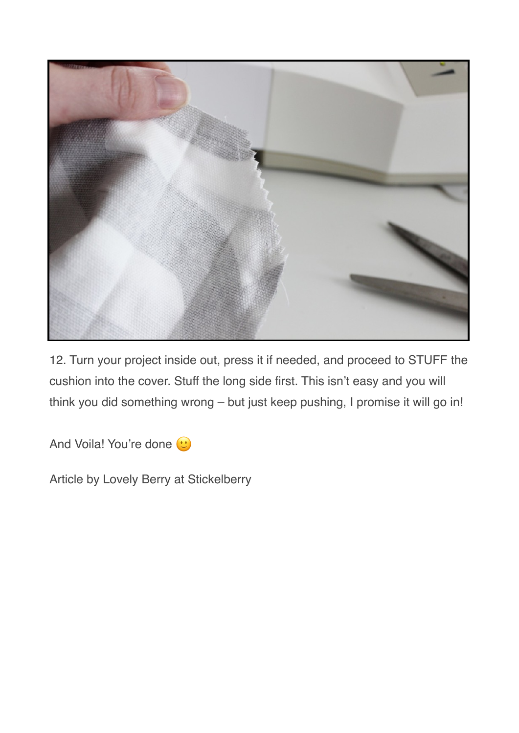12. Turn your project inside out, press it if needed, and proceed to STUFF the cushion into the cover. Stuff the long side first. This isn't easy and you will think you did something wrong – but just keep pushing, I promise it will go in!

And Voila! You're done 🙂

Article by Lovely Berry at Stickelberry